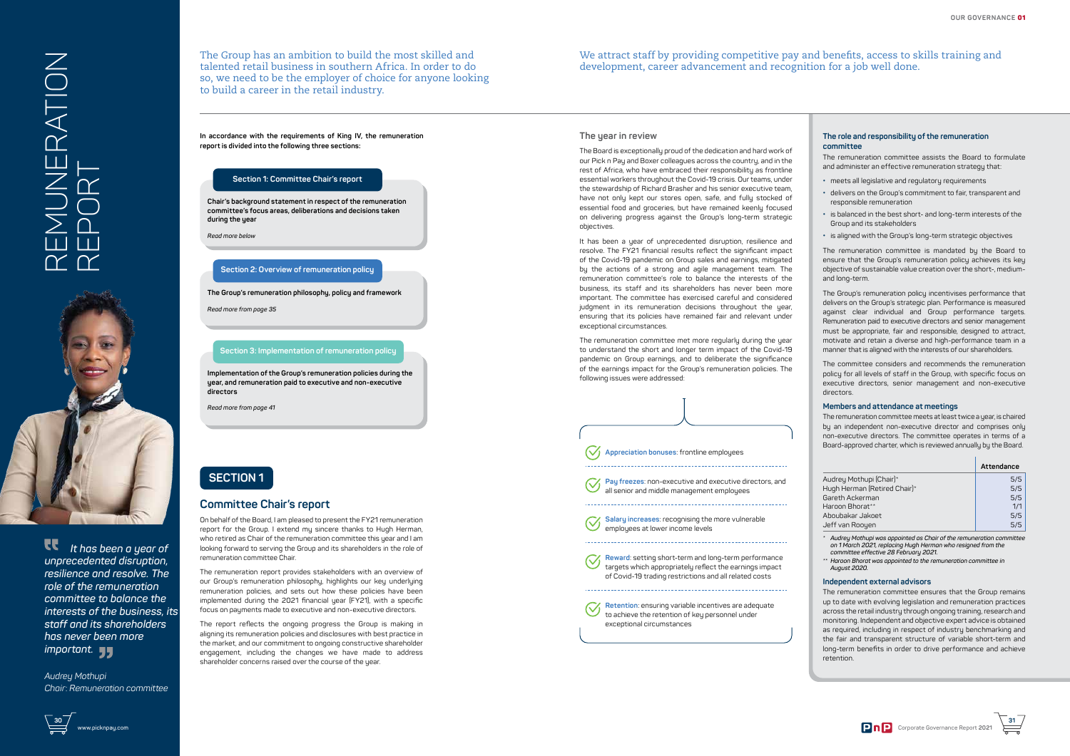# REMUNERATION REPORT

> It has been a year of unprecedented disruption, resilience and resolve. The role of the remuneration committee to balance the interests of the business, its staff and its shareholders has never been more important.

*Audrey Mothupi*
*Chair: Remuneration committee*

The Group has an ambition to build the most skilled and talented retail business in southern Africa. In order to do so, we need to be the employer of choice for anyone looking to build a career in the retail industry.

We attract staff by providing competitive pay and benefits, access to skills training and development, career advancement and recognition for a job well done.

**In accordance with the requirements of King IV, the remuneration report is divided into the following three sections:**

**Section 1: Committee Chair's report**

**Chair's background statement in respect of the remuneration committee's focus areas, deliberations and decisions taken during the year**

*Read more below*

**Section 2: Overview of remuneration policy**

**The Group's remuneration philosophy, policy and framework**

*Read more from page 35*

**Section 3: Implementation of remuneration policy**

**Implementation of the Group's remuneration policies during the year, and remuneration paid to executive and non-executive directors**

*Read more from page 41*

## SECTION 1

## Committee Chair's report

On behalf of the Board, I am pleased to present the FY21 remuneration report for the Group. I extend my sincere thanks to Hugh Herman, who retired as Chair of the remuneration committee this year and I am looking forward to serving the Group and its shareholders in the role of remuneration committee Chair.

The remuneration report provides stakeholders with an overview of our Group's remuneration philosophy, highlights our key underlying remuneration policies, and sets out how these policies have been implemented during the 2021 financial year (FY21), with a specific focus on payments made to executive and non-executive directors.

The report reflects the ongoing progress the Group is making in aligning its remuneration policies and disclosures with best practice in the market, and our commitment to ongoing constructive shareholder engagement, including the changes we have made to address shareholder concerns raised over the course of the year.

### The year in review

The Board is exceptionally proud of the dedication and hard work of our Pick n Pay and Boxer colleagues across the country, and in the rest of Africa, who have embraced their responsibility as frontline essential workers throughout the Covid-19 crisis. Our teams, under the stewardship of Richard Brasher and his senior executive team, have not only kept our stores open, safe, and fully stocked of essential food and groceries, but have remained keenly focused on delivering progress against the Group's long-term strategic objectives.

It has been a year of unprecedented disruption, resilience and resolve. The FY21 financial results reflect the significant impact of the Covid-19 pandemic on Group sales and earnings, mitigated by the actions of a strong and agile management team. The remuneration committee's role to balance the interests of the business, its staff and its shareholders has never been more important. The committee has exercised careful and considered judgment in its remuneration decisions throughout the year, ensuring that its policies have remained fair and relevant under exceptional circumstances.

The remuneration committee met more regularly during the year to understand the short and longer term impact of the Covid-19 pandemic on Group earnings, and to deliberate the significance of the earnings impact for the Group's remuneration policies. The following issues were addressed:

- **Appreciation bonuses:** frontline employees
- **Pay freezes:** non-executive and executive directors, and all senior and middle management employees
- **Salary increases:** recognising the more vulnerable employees at lower income levels
- **Reward:** setting short-term and long-term performance targets which appropriately reflect the earnings impact of Covid-19 trading restrictions and all related costs
- **Retention:** ensuring variable incentives are adequate to achieve the retention of key personnel under exceptional circumstances

### The role and responsibility of the remuneration committee

The remuneration committee assists the Board to formulate and administer an effective remuneration strategy that:

- meets all legislative and regulatory requirements
- delivers on the Group's commitment to fair, transparent and responsible remuneration
- is balanced in the best short- and long-term interests of the Group and its stakeholders
- is aligned with the Group's long-term strategic objectives

The remuneration committee is mandated by the Board to ensure that the Group's remuneration policy achieves its key objective of sustainable value creation over the short-, medium- and long-term.

The Group's remuneration policy incentivises performance that delivers on the Group's strategic plan. Performance is measured against clear individual and Group performance targets. Remuneration paid to executive directors and senior management must be appropriate, fair and responsible, designed to attract, motivate and retain a diverse and high-performance team in a manner that is aligned with the interests of our shareholders.

The committee considers and recommends the remuneration policy for all levels of staff in the Group, with specific focus on executive directors, senior management and non-executive directors.

### Members and attendance at meetings

The remuneration committee meets at least twice a year, is chaired by an independent non-executive director and comprises only non-executive directors. The committee operates in terms of a Board-approved charter, which is reviewed annually by the Board.

| | Attendance |
|---|---|
| Audrey Mothupi (Chair)* | 5/5 |
| Hugh Herman (Retired Chair)* | 5/5 |
| Gareth Ackerman | 5/5 |
| Haroon Bhorat** | 1/1 |
| Aboubakar Jakoet | 5/5 |
| Jeff van Rooyen | 5/5 |

\* *Audrey Mothupi was appointed as Chair of the remuneration committee on 1 March 2021, replacing Hugh Herman who resigned from the committee effective 28 February 2021.*

\*\* *Haroon Bhorat was appointed to the remuneration committee in August 2020.*

### Independent external advisors

The remuneration committee ensures that the Group remains up to date with evolving legislation and remuneration practices across the retail industry through ongoing training, research and monitoring. Independent and objective expert advice is obtained as required, including in respect of industry benchmarking and the fair and transparent structure of variable short-term and long-term benefits in order to drive performance and achieve retention.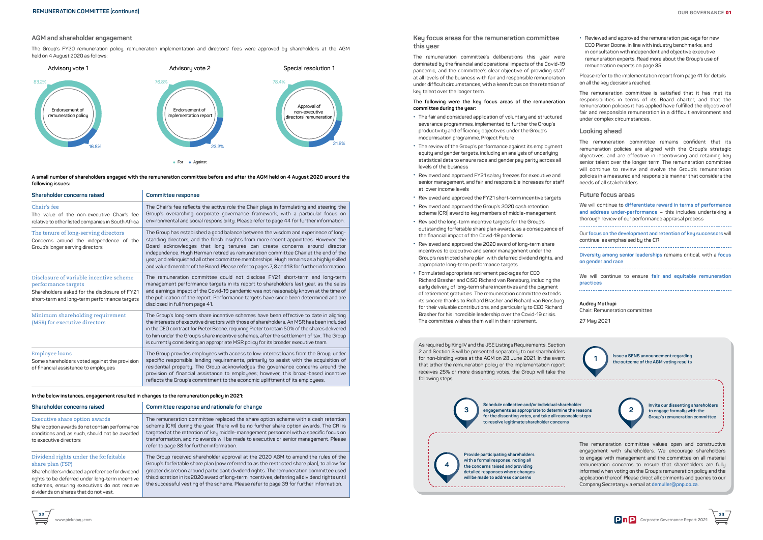## AGM and shareholder engagement

The Group's FY20 remuneration policy, remuneration implementation and directors' fees were approved by shareholders at the AGM held on 4 August 2020 as follows:

| | Advisory vote 1 | Advisory vote 2 | Special resolution 1 |
|---|---|---|---|
| | Endorsement of remuneration policy | Endorsement of implementation report | Approval of non-executive directors' remuneration |
| For | 83.2% | 76.8% | 78.4% |
| Against | 16.8% | 23.2% | 21.6% |

**A small number of shareholders engaged with the remuneration committee before and after the AGM held on 4 August 2020 around the following issues:**

| Shareholder concerns raised | Committee response |
|---|---|
| **Chair's fee**<br>The value of the non-executive Chair's fee relative to other listed companies in South Africa | The Chair's fee reflects the active role the Chair plays in formulating and steering the Group's overarching corporate governance framework, with a particular focus on environmental and social responsibility. Please refer to page 44 for further information. |
| **The tenure of long-serving directors**<br>Concerns around the independence of the Group's longer serving directors | The Group has established a good balance between the wisdom and experience of long-standing directors, and the fresh insights from more recent appointees. However, the Board acknowledges that long tenures can create concerns around director independence. Hugh Herman retired as remuneration committee Chair at the end of the year, and relinquished all other committee memberships. Hugh remains as a highly skilled and valued member of the Board. Please refer to pages 7, 8 and 13 for further information. |
| **Disclosure of variable incentive scheme performance targets**<br>Shareholders asked for the disclosure of FY21 short-term and long-term performance targets | The remuneration committee could not disclose FY21 short-term and long-term management performance targets in its report to shareholders last year, as the sales and earnings impact of the Covid-19 pandemic was not reasonably known at the time of the publication of the report. Performance targets have since been determined and are disclosed in full from page 41. |
| **Minimum shareholding requirement (MSR) for executive directors** | The Group's long-term share incentive schemes have been effective to date in aligning the interests of executive directors with those of shareholders. An MSR has been included in the CEO contract for Pieter Boone, requiring Pieter to retain 50% of the shares delivered to him under the Group's share incentive schemes, after the settlement of tax. The Group is currently considering an appropriate MSR policy for its broader executive team. |
| **Employee loans**<br>Some shareholders voted against the provision of financial assistance to employees | The Group provides employees with access to low-interest loans from the Group, under specific responsible lending requirements, primarily to assist with the acquisition of residential property. The Group acknowledges the governance concerns around the provision of financial assistance to employees; however, this broad-based incentive reflects the Group's commitment to the economic upliftment of its employees. |

**In the below instances, engagement resulted in changes to the remuneration policy in 2021:**

| Shareholder concerns raised | Committee response and rationale for change |
|---|---|
| **Executive share option awards**<br>Share option awards do not contain performance conditions and, as such, should not be awarded to executive directors | The remuneration committee replaced the share option scheme with a cash retention scheme (CRI) during the year. There will be no further share option awards. The CRI is targeted at the retention of key middle-management personnel with a specific focus on transformation, and no awards will be made to executive or senior management. Please refer to page 38 for further information. |
| **Dividend rights under the forfeitable share plan (FSP)**<br>Shareholders indicated a preference for dividend rights to be deferred under long-term incentive schemes, ensuring executives do not receive dividends on shares that do not vest. | The Group received shareholder approval at the 2020 AGM to amend the rules of the Group's forfeitable share plan (now referred to as the restricted share plan), to allow for greater discretion around participant dividend rights. The remuneration committee used this discretion in its 2020 award of long-term incentives, deferring all dividend rights until the successful vesting of the scheme. Please refer to page 39 for further information. |

## Key focus areas for the remuneration committee this year

The remuneration committee's deliberations this year were dominated by the financial and operational impacts of the Covid-19 pandemic, and the committee's clear objective of providing staff at all levels of the business with fair and responsible remuneration under difficult circumstances, with a keen focus on the retention of key talent over the longer term.

**The following were the key focus areas of the remuneration committee during the year:**

- The fair and considered application of voluntary and structured severance programmes, implemented to further the Group's productivity and efficiency objectives under the Group's modernisation programme, Project Future
- The review of the Group's performance against its employment equity and gender targets, including an analysis of underlying statistical data to ensure race and gender pay parity across all levels of the business
- Reviewed and approved FY21 salary freezes for executive and senior management, and fair and responsible increases for staff at lower income levels
- Reviewed and approved the FY21 short-term incentive targets
- Reviewed and approved the Group's 2020 cash retention scheme (CRI) award to key members of middle-management
- Revised the long-term incentive targets for the Group's outstanding forfeitable share plan awards, as a consequence of the financial impact of the Covid-19 pandemic
- Reviewed and approved the 2020 award of long-term share incentives to executive and senior management under the Group's restricted share plan, with deferred dividend rights, and appropriate long-term performance targets
- Formulated appropriate retirement packages for CEO Richard Brasher and CISO Richard van Rensburg, including the early delivery of long-term share incentives and the payment of retirement gratuities. The remuneration committee extends its sincere thanks to Richard Brasher and Richard van Rensburg for their valuable contributions, and particularly to CEO Richard Brasher for his incredible leadership over the Covid-19 crisis. The committee wishes them well in their retirement.
- Reviewed and approved the remuneration package for new CEO Pieter Boone, in line with industry benchmarks, and in consultation with independent and objective executive remuneration experts. Read more about the Group's use of remuneration experts on page 35

Please refer to the implementation report from page 41 for details on all the key decisions reached.

The remuneration committee is satisfied that it has met its responsibilities in terms of its Board charter, and that the remuneration policies it has applied have fulfilled the objective of fair and responsible remuneration in a difficult environment and under complex circumstances.

## Looking ahead

The remuneration committee remains confident that its remuneration policies are aligned with the Group's strategic objectives, and are effective in incentivising and retaining key senior talent over the longer term. The remuneration committee will continue to review and evolve the Group's remuneration policies in a measured and responsible manner that considers the needs of all stakeholders.

## Future focus areas

We will continue to **differentiate reward in terms of performance and address under-performance** – this includes undertaking a thorough review of our performance appraisal process

Our **focus on the development and retention of key successors** will continue, as emphasised by the CRI

**Diversity among senior leaderships** remains critical, with a **focus on gender and race**

We will continue to ensure **fair and equitable remuneration practices**

**Audrey Mothupi**
Chair: Remuneration committee

27 May 2021

As required by King IV and the JSE Listings Requirements, Section 2 and Section 3 will be presented separately to our shareholders for non-binding votes at the AGM on 28 June 2021. In the event that either the remuneration policy or the implementation report receives 25% or more dissenting votes, the Group will take the following steps:

1. **Issue a SENS announcement regarding the outcome of the AGM voting results**
2. **Invite our dissenting shareholders to engage formally with the Group's remuneration committee**
3. **Schedule collective and/or individual shareholder engagements as appropriate to determine the reasons for the dissenting votes, and take all reasonable steps to resolve legitimate shareholder concerns**
4. **Provide participating shareholders with a formal response, noting all the concerns raised and providing detailed responses where changes will be made to address concerns**

The remuneration committee values open and constructive engagement with shareholders. We encourage shareholders to engage with management and the committee on all material remuneration concerns to ensure that shareholders are fully informed when voting on the Group's remuneration policy and the application thereof. Please direct all comments and queries to our Company Secretary via email at demuller@pnp.co.za.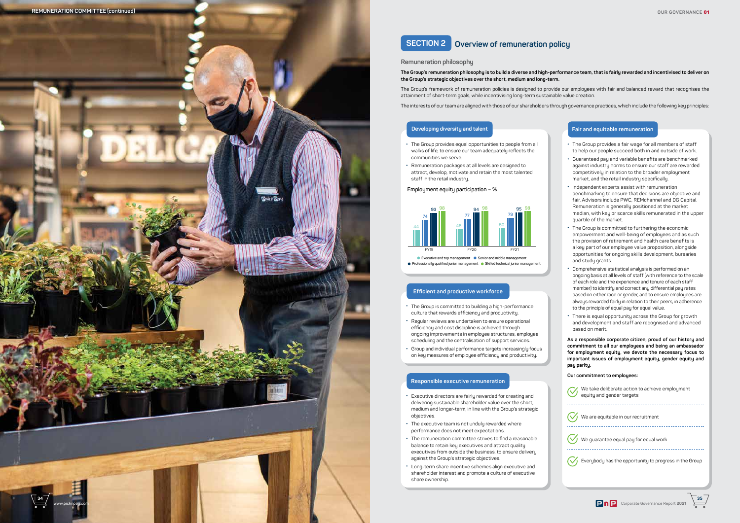## SECTION 2 Overview of remuneration policy

### Remuneration philosophy

**The Group's remuneration philosophy is to build a diverse and high-performance team, that is fairly rewarded and incentivised to deliver on the Group's strategic objectives over the short, medium and long-term.**

The Group's framework of remuneration policies is designed to provide our employees with fair and balanced reward that recognises the attainment of short-term goals, while incentivising long-term sustainable value creation.

The interests of our team are aligned with those of our shareholders through governance practices, which include the following key principles:

#### Developing diversity and talent

- The Group provides equal opportunities to people from all walks of life, to ensure our team adequately reflects the communities we serve.
- Remuneration packages at all levels are designed to attract, develop, motivate and retain the most talented staff in the retail industry.

Employment equity participation – %

| | Executive and top management | Senior and middle management | Professionally qualified junior management | Skilled technical junior management |
|---|---|---|---|---|
| FY19 | 44 | 74 | 93 | 98 |
| FY20 | 48 | 77 | 94 | 98 |
| FY21 | 50 | 79 | 95 | 98 |

#### Efficient and productive workforce

- The Group is committed to building a high-performance culture that rewards efficiency and productivity.
- Regular reviews are undertaken to ensure operational efficiency and cost discipline is achieved through ongoing improvements in employee structures, employee scheduling and the centralisation of support services.
- Group and individual performance targets increasingly focus on key measures of employee efficiency and productivity.

#### Responsible executive remuneration

- Executive directors are fairly rewarded for creating and delivering sustainable shareholder value over the short, medium and longer-term, in line with the Group's strategic objectives.
- The executive team is not unduly rewarded where performance does not meet expectations.
- The remuneration committee strives to find a reasonable balance to retain key executives and attract quality executives from outside the business, to ensure delivery against the Group's strategic objectives.
- Long-term share incentive schemes align executive and shareholder interest and promote a culture of executive share ownership.

#### Fair and equitable remuneration

- The Group provides a fair wage for all members of staff to help our people succeed both in and outside of work.
- Guaranteed pay and variable benefits are benchmarked against industry norms to ensure our staff are rewarded competitively in relation to the broader employment market, and the retail industry specifically.
- Independent experts assist with remuneration benchmarking to ensure that decisions are objective and fair. Advisors include PWC, REMchannel and DG Capital. Remuneration is generally positioned at the market median, with key or scarce skills remunerated in the upper quartile of the market.
- The Group is committed to furthering the economic empowerment and well-being of employees and as such the provision of retirement and health care benefits is a key part of our employee value proposition, alongside opportunities for ongoing skills development, bursaries and study grants.
- Comprehensive statistical analysis is performed on an ongoing basis at all levels of staff (with reference to the scale of each role and the experience and tenure of each staff member) to identify and correct any differential pay rates based on either race or gender, and to ensure employees are always rewarded fairly in relation to their peers, in adherence to the principle of equal pay for equal value.
- There is equal opportunity across the Group for growth and development and staff are recognised and advanced based on merit.

**As a responsible corporate citizen, proud of our history and commitment to all our employees and being an ambassador for employment equity, we devote the necessary focus to important issues of employment equity, gender equity and pay parity.**

**Our commitment to employees:**

- We take deliberate action to achieve employment equity and gender targets
- We are equitable in our recruitment
- We guarantee equal pay for equal work
- Everybody has the opportunity to progress in the Group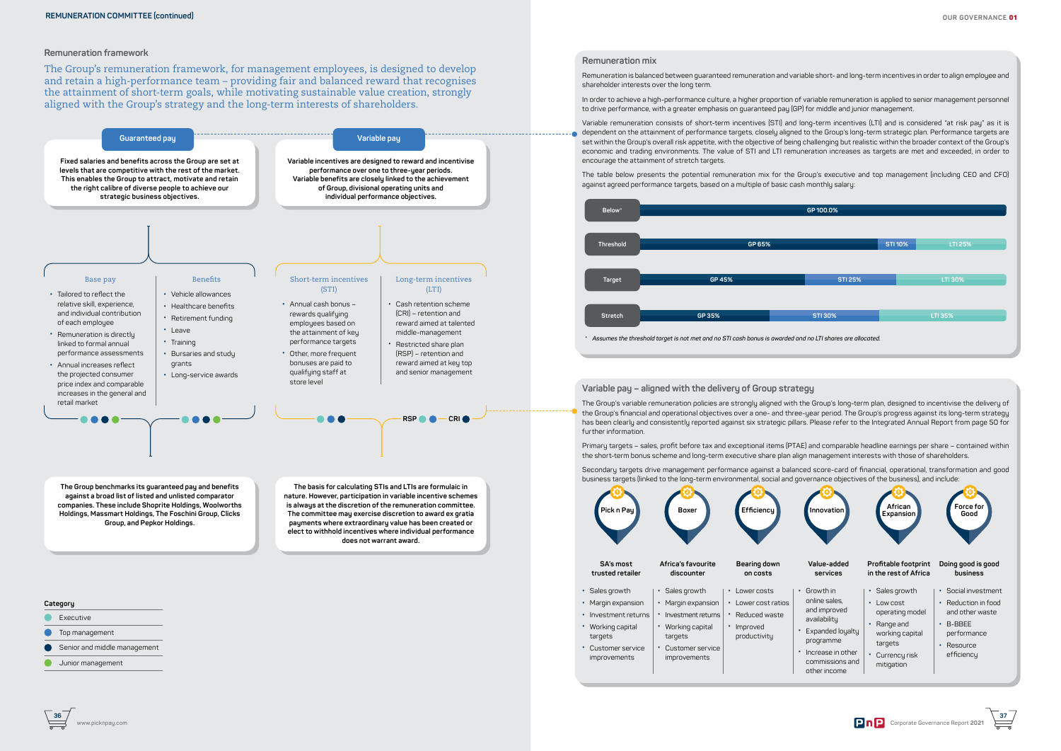## Remuneration framework

The Group's remuneration framework, for management employees, is designed to develop and retain a high-performance team – providing fair and balanced reward that recognises the attainment of short-term goals, while motivating sustainable value creation, strongly aligned with the Group's strategy and the long-term interests of shareholders.

### Guaranteed pay

**Fixed salaries and benefits across the Group are set at levels that are competitive with the rest of the market. This enables the Group to attract, motivate and retain the right calibre of diverse people to achieve our strategic business objectives.**

#### Base pay

- Tailored to reflect the relative skill, experience, and individual contribution of each employee
- Remuneration is directly linked to formal annual performance assessments
- Annual increases reflect the projected consumer price index and comparable increases in the general and retail market

#### Benefits

- Vehicle allowances
- Healthcare benefits
- Retirement funding
- Leave
- Training
- Bursaries and study grants
- Long-service awards

**The Group benchmarks its guaranteed pay and benefits against a broad list of listed and unlisted comparator companies. These include Shoprite Holdings, Woolworths Holdings, Massmart Holdings, The Foschini Group, Clicks Group, and Pepkor Holdings.**

### Variable pay

**Variable incentives are designed to reward and incentivise performance over one to three-year periods. Variable benefits are closely linked to the achievement of Group, divisional operating units and individual performance objectives.**

#### Short-term incentives (STI)

- Annual cash bonus – rewards qualifying employees based on the attainment of key performance targets
- Other, more frequent bonuses are paid to qualifying staff at store level

#### Long-term incentives (LTI)

- Cash retention scheme (CRI) – retention and reward aimed at talented middle-management
- Restricted share plan (RSP) – retention and reward aimed at key top and senior management

RSP | CRI

**The basis for calculating STIs and LTIs are formulaic in nature. However, participation in variable incentive schemes is always at the discretion of the remuneration committee. The committee may exercise discretion to award ex gratia payments where extraordinary value has been created or elect to withhold incentives where individual performance does not warrant award.**

**Category**

- Executive
- Top management
- Senior and middle management
- Junior management

## Remuneration mix

Remuneration is balanced between guaranteed remuneration and variable short- and long-term incentives in order to align employee and shareholder interests over the long term.

In order to achieve a high-performance culture, a higher proportion of variable remuneration is applied to senior management personnel to drive performance, with a greater emphasis on guaranteed pay (GP) for middle and junior management.

Variable remuneration consists of short-term incentives (STI) and long-term incentives (LTI) and is considered "at risk pay" as it is dependent on the attainment of performance targets, closely aligned to the Group's long-term strategic plan. Performance targets are set within the Group's overall risk appetite, with the objective of being challenging but realistic within the broader context of the Group's economic and trading environments. The value of STI and LTI remuneration increases as targets are met and exceeded, in order to encourage the attainment of stretch targets.

The table below presents the potential remuneration mix for the Group's executive and top management (including CEO and CFO) against agreed performance targets, based on a multiple of basic cash monthly salary:

| | GP | STI | LTI |
|---|---|---|---|
| Below* | GP 100.0% | | |
| Threshold | GP 65% | STI 10% | LTI 25% |
| Target | GP 45% | STI 25% | LTI 30% |
| Stretch | GP 35% | STI 30% | LTI 35% |

\* *Assumes the threshold target is not met and no STI cash bonus is awarded and no LTI shares are allocated.*

## Variable pay – aligned with the delivery of Group strategy

The Group's variable remuneration policies are strongly aligned with the Group's long-term plan, designed to incentivise the delivery of the Group's financial and operational objectives over a one- and three-year period. The Group's progress against its long-term strategy has been clearly and consistently reported against six strategic pillars. Please refer to the Integrated Annual Report from page 50 for further information.

Primary targets – sales, profit before tax and exceptional items (PTAE) and comparable headline earnings per share – contained within the short-term bonus scheme and long-term executive share plan align management interests with those of shareholders.

Secondary targets drive management performance against a balanced score-card of financial, operational, transformation and good business targets (linked to the long-term environmental, social and governance objectives of the business), and include:

**Pick n Pay – SA's most trusted retailer**
- Sales growth
- Margin expansion
- Investment returns
- Working capital targets
- Customer service improvements

**Boxer – Africa's favourite discounter**
- Sales growth
- Margin expansion
- Investment returns
- Working capital targets
- Customer service improvements

**Efficiency – Bearing down on costs**
- Lower costs
- Lower cost ratios
- Reduced waste
- Improved productivity

**Innovation – Value-added services**
- Growth in online sales, and improved availability
- Expanded loyalty programme
- Increase in other commissions and other income

**African Expansion – Profitable footprint in the rest of Africa**
- Sales growth
- Low cost operating model
- Range and working capital targets
- Currency risk mitigation

**Force for Good – Doing good is good business**
- Social investment
- Reduction in food and other waste
- B-BBEE performance
- Resource efficiency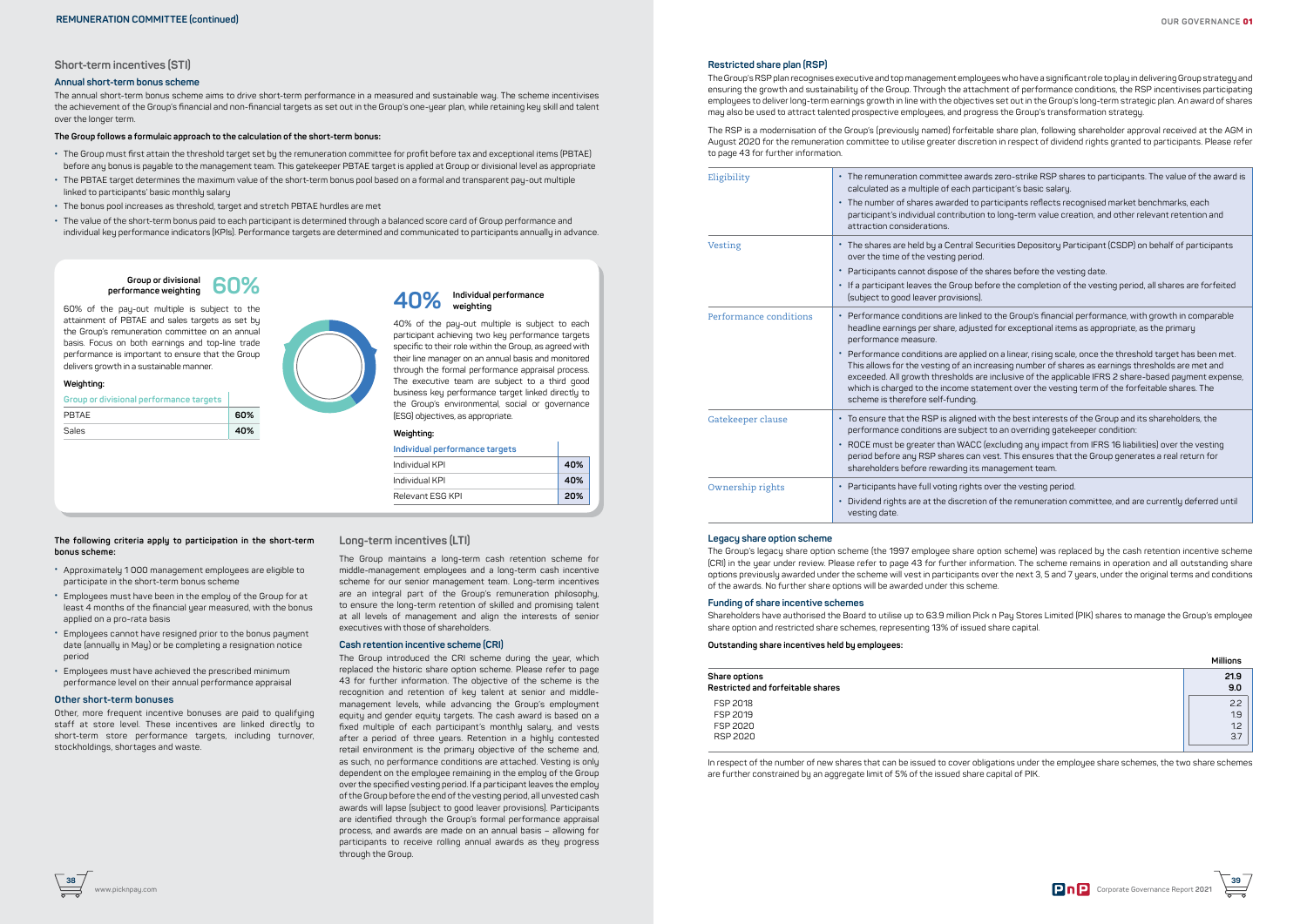## Short-term incentives (STI)

### Annual short-term bonus scheme

The annual short-term bonus scheme aims to drive short-term performance in a measured and sustainable way. The scheme incentivises the achievement of the Group's financial and non-financial targets as set out in the Group's one-year plan, while retaining key skill and talent over the longer term.

**The Group follows a formulaic approach to the calculation of the short-term bonus:**

- The Group must first attain the threshold target set by the remuneration committee for profit before tax and exceptional items (PBTAE) before any bonus is payable to the management team. This gatekeeper PBTAE target is applied at Group or divisional level as appropriate
- The PBTAE target determines the maximum value of the short-term bonus pool based on a formal and transparent pay-out multiple linked to participants' basic monthly salary
- The bonus pool increases as threshold, target and stretch PBTAE hurdles are met
- The value of the short-term bonus paid to each participant is determined through a balanced score card of Group performance and individual key performance indicators (KPIs). Performance targets are determined and communicated to participants annually in advance.

**Group or divisional performance weighting 60%**

60% of the pay-out multiple is subject to the attainment of PBTAE and sales targets as set by the Group's remuneration committee on an annual basis. Focus on both earnings and top-line trade performance is important to ensure that the Group delivers growth in a sustainable manner.

**Weighting:**

| Group or divisional performance targets | |
|---|---|
| PBTAE | 60% |
| Sales | 40% |

**40% Individual performance weighting**

40% of the pay-out multiple is subject to each participant achieving two key performance targets specific to their role within the Group, as agreed with their line manager on an annual basis and monitored through the formal performance appraisal process. The executive team are subject to a third good business key performance target linked directly to the Group's environmental, social or governance (ESG) objectives, as appropriate.

**Weighting:**

| Individual performance targets | |
|---|---|
| Individual KPI | 40% |
| Individual KPI | 40% |
| Relevant ESG KPI | 20% |

**The following criteria apply to participation in the short-term bonus scheme:**

- Approximately 1 000 management employees are eligible to participate in the short-term bonus scheme
- Employees must have been in the employ of the Group for at least 4 months of the financial year measured, with the bonus applied on a pro-rata basis
- Employees cannot have resigned prior to the bonus payment date (annually in May) or be completing a resignation notice period
- Employees must have achieved the prescribed minimum performance level on their annual performance appraisal

### Other short-term bonuses

Other, more frequent incentive bonuses are paid to qualifying staff at store level. These incentives are linked directly to short-term store performance targets, including turnover, stockholdings, shortages and waste.

## Long-term incentives (LTI)

The Group maintains a long-term cash retention scheme for middle-management employees and a long-term cash incentive scheme for our senior management team. Long-term incentives are an integral part of the Group's remuneration philosophy, to ensure the long-term retention of skilled and promising talent at all levels of management and align the interests of senior executives with those of shareholders.

### Cash retention incentive scheme (CRI)

The Group introduced the CRI scheme during the year, which replaced the historic share option scheme. Please refer to page 43 for further information. The objective of the scheme is the recognition and retention of key talent at senior and middle-management levels, while advancing the Group's employment equity and gender equity targets. The cash award is based on a fixed multiple of each participant's monthly salary, and vests after a period of three years. Retention in a highly contested retail environment is the primary objective of the scheme and, as such, no performance conditions are attached. Vesting is only dependent on the employee remaining in the employ of the Group over the specified vesting period. If a participant leaves the employ of the Group before the end of the vesting period, all unvested cash awards will lapse (subject to good leaver provisions). Participants are identified through the Group's formal performance appraisal process, and awards are made on an annual basis – allowing for participants to receive rolling annual awards as they progress through the Group.

### Restricted share plan (RSP)

The Group's RSP plan recognises executive and top management employees who have a significant role to play in delivering Group strategy and ensuring the growth and sustainability of the Group. Through the attachment of performance conditions, the RSP incentivises participating employees to deliver long-term earnings growth in line with the objectives set out in the Group's long-term strategic plan. An award of shares may also be used to attract talented prospective employees, and progress the Group's transformation strategy.

The RSP is a modernisation of the Group's (previously named) forfeitable share plan, following shareholder approval received at the AGM in August 2020 for the remuneration committee to utilise greater discretion in respect of dividend rights granted to participants. Please refer to page 43 for further information.

| | |
|---|---|
| Eligibility | • The remuneration committee awards zero-strike RSP shares to participants. The value of the award is calculated as a multiple of each participant's basic salary.<br>• The number of shares awarded to participants reflects recognised market benchmarks, each participant's individual contribution to long-term value creation, and other relevant retention and attraction considerations. |
| Vesting | • The shares are held by a Central Securities Depository Participant (CSDP) on behalf of participants over the time of the vesting period.<br>• Participants cannot dispose of the shares before the vesting date.<br>• If a participant leaves the Group before the completion of the vesting period, all shares are forfeited (subject to good leaver provisions). |
| Performance conditions | • Performance conditions are linked to the Group's financial performance, with growth in comparable headline earnings per share, adjusted for exceptional items as appropriate, as the primary performance measure.<br>• Performance conditions are applied on a linear, rising scale, once the threshold target has been met. This allows for the vesting of an increasing number of shares as earnings thresholds are met and exceeded. All growth thresholds are inclusive of the applicable IFRS 2 share-based payment expense, which is charged to the income statement over the vesting term of the forfeitable shares. The scheme is therefore self-funding. |
| Gatekeeper clause | • To ensure that the RSP is aligned with the best interests of the Group and its shareholders, the performance conditions are subject to an overriding gatekeeper condition:<br>• ROCE must be greater than WACC (excluding any impact from IFRS 16 liabilities) over the vesting period before any RSP shares can vest. This ensures that the Group generates a real return for shareholders before rewarding its management team. |
| Ownership rights | • Participants have full voting rights over the vesting period.<br>• Dividend rights are at the discretion of the remuneration committee, and are currently deferred until vesting date. |

### Legacy share option scheme

The Group's legacy share option scheme (the 1997 employee share option scheme) was replaced by the cash retention incentive scheme (CRI) in the year under review. Please refer to page 43 for further information. The scheme remains in operation and all outstanding share options previously awarded under the scheme will vest in participants over the next 3, 5 and 7 years, under the original terms and conditions of the awards. No further share options will be awarded under this scheme.

### Funding of share incentive schemes

Shareholders have authorised the Board to utilise up to 63.9 million Pick n Pay Stores Limited (PIK) shares to manage the Group's employee share option and restricted share schemes, representing 13% of issued share capital.

**Outstanding share incentives held by employees:**

| | Millions |
|---|---|
| **Share options** | **21.9** |
| **Restricted and forfeitable shares** | **9.0** |
| FSP 2018 | 2.2 |
| FSP 2019 | 1.9 |
| FSP 2020 | 1.2 |
| RSP 2020 | 3.7 |

In respect of the number of new shares that can be issued to cover obligations under the employee share schemes, the two share schemes are further constrained by an aggregate limit of 5% of the issued share capital of PIK.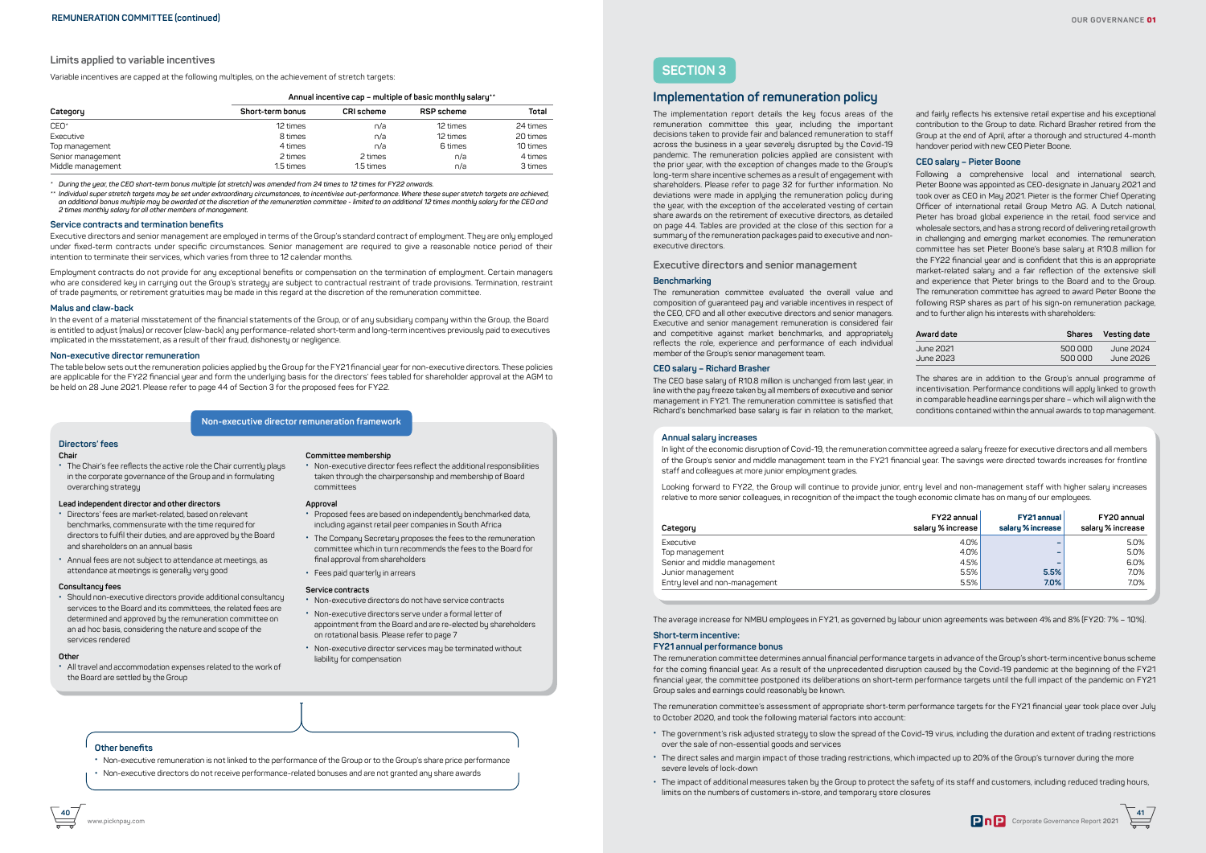## Limits applied to variable incentives

Variable incentives are capped at the following multiples, on the achievement of stretch targets:

| | Annual incentive cap – multiple of basic monthly salary** | | | |
|---|---|---|---|---|
| Category | Short-term bonus | CRI scheme | RSP scheme | Total |
| CEO* | 12 times | n/a | 12 times | 24 times |
| Executive | 8 times | n/a | 12 times | 20 times |
| Top management | 4 times | n/a | 6 times | 10 times |
| Senior management | 2 times | 2 times | n/a | 4 times |
| Middle management | 1.5 times | 1.5 times | n/a | 3 times |

\* *During the year, the CEO short-term bonus multiple (at stretch) was amended from 24 times to 12 times for FY22 onwards.*

\*\* *Individual super stretch targets may be set under extraordinary circumstances, to incentivise out-performance. Where these super stretch targets are achieved, an additional bonus multiple may be awarded at the discretion of the remuneration committee – limited to an additional 12 times monthly salary for the CEO and 2 times monthly salary for all other members of management.*

### Service contracts and termination benefits

Executive directors and senior management are employed in terms of the Group's standard contract of employment. They are only employed under fixed-term contracts under specific circumstances. Senior management are required to give a reasonable notice period of their intention to terminate their services, which varies from three to 12 calendar months.

Employment contracts do not provide for any exceptional benefits or compensation on the termination of employment. Certain managers who are considered key in carrying out the Group's strategy are subject to contractual restraint of trade provisions. Termination, restraint of trade payments, or retirement gratuities may be made in this regard at the discretion of the remuneration committee.

### Malus and claw-back

In the event of a material misstatement of the financial statements of the Group, or of any subsidiary company within the Group, the Board is entitled to adjust (malus) or recover (claw-back) any performance-related short-term and long-term incentives previously paid to executives implicated in the misstatement, as a result of their fraud, dishonesty or negligence.

### Non-executive director remuneration

The table below sets out the remuneration policies applied by the Group for the FY21 financial year for non-executive directors. These policies are applicable for the FY22 financial year and form the underlying basis for the directors' fees tabled for shareholder approval at the AGM to be held on 28 June 2021. Please refer to page 44 of Section 3 for the proposed fees for FY22.

#### Non-executive director remuneration framework

**Directors' fees**

**Chair**

- The Chair's fee reflects the active role the Chair currently plays in the corporate governance of the Group and in formulating overarching strategy

**Lead independent director and other directors**

- Directors' fees are market-related, based on relevant benchmarks, commensurate with the time required for directors to fulfil their duties, and are approved by the Board and shareholders on an annual basis
- Annual fees are not subject to attendance at meetings, as attendance at meetings is generally very good

**Consultancy fees**

- Should non-executive directors provide additional consultancy services to the Board and its committees, the related fees are determined and approved by the remuneration committee on an ad hoc basis, considering the nature and scope of the services rendered

**Other**

- All travel and accommodation expenses related to the work of the Board are settled by the Group

**Committee membership**

- Non-executive director fees reflect the additional responsibilities taken through the chairpersonship and membership of Board committees

**Approval**

- Proposed fees are based on independently benchmarked data, including against retail peer companies in South Africa
- The Company Secretary proposes the fees to the remuneration committee which in turn recommends the fees to the Board for final approval from shareholders
- Fees paid quarterly in arrears

**Service contracts**

- Non-executive directors do not have service contracts
- Non-executive directors serve under a formal letter of appointment from the Board and are re-elected by shareholders on rotational basis. Please refer to page 7
- Non-executive director services may be terminated without liability for compensation

**Other benefits**

- Non-executive remuneration is not linked to the performance of the Group or to the Group's share price performance
- Non-executive directors do not receive performance-related bonuses and are not granted any share awards

# SECTION 3

## Implementation of remuneration policy

The implementation report details the key focus areas of the remuneration committee this year, including the important decisions taken to provide fair and balanced remuneration to staff across the business in a year severely disrupted by the Covid-19 pandemic. The remuneration policies applied are consistent with the prior year, with the exception of changes made to the Group's long-term share incentive schemes as a result of engagement with shareholders. Please refer to page 32 for further information. No deviations were made in applying the remuneration policy during the year, with the exception of the accelerated vesting of certain share awards on the retirement of executive directors, as detailed on page 44. Tables are provided at the close of this section for a summary of the remuneration packages paid to executive and non-executive directors.

### Executive directors and senior management

#### Benchmarking

The remuneration committee evaluated the overall value and composition of guaranteed pay and variable incentives in respect of the CEO, CFO and all other executive directors and senior managers. Executive and senior management remuneration is considered fair and competitive against market benchmarks, and appropriately reflects the role, experience and performance of each individual member of the Group's senior management team.

#### CEO salary – Richard Brasher

The CEO base salary of R10.8 million is unchanged from last year, in line with the pay freeze taken by all members of executive and senior management in FY21. The remuneration committee is satisfied that Richard's benchmarked base salary is fair in relation to the market, and fairly reflects his extensive retail expertise and his exceptional contribution to the Group to date. Richard Brasher retired from the Group at the end of April, after a thorough and structured 4-month handover period with new CEO Pieter Boone.

#### CEO salary – Pieter Boone

Following a comprehensive local and international search, Pieter Boone was appointed as CEO-designate in January 2021 and took over as CEO in May 2021. Pieter is the former Chief Operating Officer of international retail Group Metro AG. A Dutch national, Pieter has broad global experience in the retail, food service and wholesale sectors, and has a strong record of delivering retail growth in challenging and emerging market economies. The remuneration committee has set Pieter Boone's base salary at R10.8 million for the FY22 financial year and is confident that this is an appropriate market-related salary and a fair reflection of the extensive skill and experience that Pieter brings to the Board and to the Group. The remuneration committee has agreed to award Pieter Boone the following RSP shares as part of his sign-on remuneration package, and to further align his interests with shareholders:

| Award date | Shares | Vesting date |
|---|---|---|
| June 2021 | 500 000 | June 2024 |
| June 2023 | 500 000 | June 2026 |

The shares are in addition to the Group's annual programme of incentivisation. Performance conditions will apply linked to growth in comparable headline earnings per share – which will align with the conditions contained within the annual awards to top management.

#### Annual salary increases

In light of the economic disruption of Covid-19, the remuneration committee agreed a salary freeze for executive directors and all members of the Group's senior and middle management team in the FY21 financial year. The savings were directed towards increases for frontline staff and colleagues at more junior employment grades.

Looking forward to FY22, the Group will continue to provide junior, entry level and non-management staff with higher salary increases relative to more senior colleagues, in recognition of the impact the tough economic climate has on many of our employees.

| Category | FY22 annual salary % increase | FY21 annual salary % increase | FY20 annual salary % increase |
|---|---|---|---|
| Executive | 4.0% | – | 5.0% |
| Top management | 4.0% | – | 5.0% |
| Senior and middle management | 4.5% | – | 6.0% |
| Junior management | 5.5% | 5.5% | 7.0% |
| Entry level and non-management | 5.5% | 7.0% | 7.0% |

The average increase for NMBU employees in FY21, as governed by labour union agreements was between 4% and 8% (FY20: 7% – 10%).

#### Short-term incentive:
#### FY21 annual performance bonus

The remuneration committee determines annual financial performance targets in advance of the Group's short-term incentive bonus scheme for the coming financial year. As a result of the unprecedented disruption caused by the Covid-19 pandemic at the beginning of the FY21 financial year, the committee postponed its deliberations on short-term performance targets until the full impact of the pandemic on FY21 Group sales and earnings could reasonably be known.

The remuneration committee's assessment of appropriate short-term performance targets for the FY21 financial year took place over July to October 2020, and took the following material factors into account:

- The government's risk adjusted strategy to slow the spread of the Covid-19 virus, including the duration and extent of trading restrictions over the sale of non-essential goods and services
- The direct sales and margin impact of those trading restrictions, which impacted up to 20% of the Group's turnover during the more severe levels of lock-down
- The impact of additional measures taken by the Group to protect the safety of its staff and customers, including reduced trading hours, limits on the numbers of customers in-store, and temporary store closures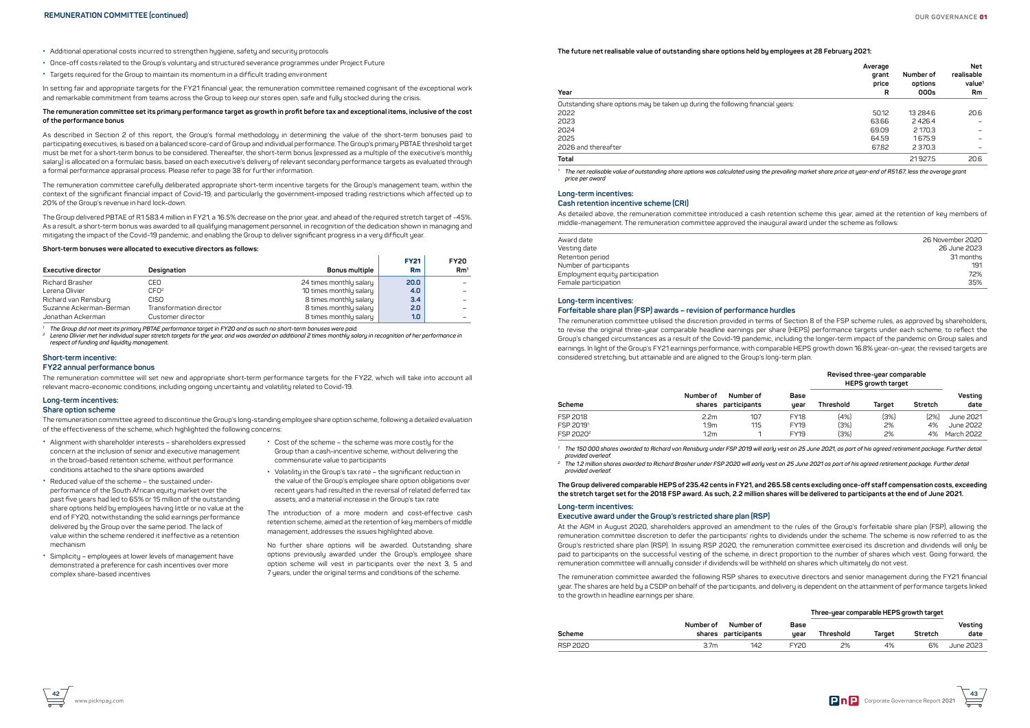- Additional operational costs incurred to strengthen hygiene, safety and security protocols
- Once-off costs related to the Group's voluntary and structured severance programmes under Project Future
- Targets required for the Group to maintain its momentum in a difficult trading environment

In setting fair and appropriate targets for the FY21 financial year, the remuneration committee remained cognisant of the exceptional work and remarkable commitment from teams across the Group to keep our stores open, safe and fully stocked during the crisis.

**The remuneration committee set its primary performance target as growth in profit before tax and exceptional items, inclusive of the cost of the performance bonus**

As described in Section 2 of this report, the Group's formal methodology in determining the value of the short-term bonuses paid to participating executives, is based on a balanced score-card of Group and individual performance. The Group's primary PBTAE threshold target must be met for a short-term bonus to be considered. Thereafter, the short-term bonus (expressed as a multiple of the executive's monthly salary) is allocated on a formulaic basis, based on each executive's delivery of relevant secondary performance targets as evaluated through a formal performance appraisal process. Please refer to page 38 for further information.

The remuneration committee carefully deliberated appropriate short-term incentive targets for the Group's management team, within the context of the significant financial impact of Covid-19, and particularly the government-imposed trading restrictions which affected up to 20% of the Group's revenue in hard lock-down.

The Group delivered PBTAE of R1 583.4 million in FY21, a 16.5% decrease on the prior year, and ahead of the required stretch target of -45%. As a result, a short-term bonus was awarded to all qualifying management personnel, in recognition of the dedication shown in managing and mitigating the impact of the Covid-19 pandemic, and enabling the Group to deliver significant progress in a very difficult year.

**Short-term bonuses were allocated to executive directors as follows:**

| Executive director | Designation | Bonus multiple | FY21 Rm | FY20 Rm[1] |
|---|---|---|---|---|
| Richard Brasher | CEO | 24 times monthly salary | **20.0** | – |
| Lerena Olivier | CFO[2] | 10 times monthly salary | **4.0** | – |
| Richard van Rensburg | CISO | 8 times monthly salary | **3.4** | – |
| Suzanne Ackerman-Berman | Transformation director | 8 times monthly salary | **2.0** | – |
| Jonathan Ackerman | Customer director | 8 times monthly salary | **1.0** | – |

*[1] The Group did not meet its primary PBTAE performance target in FY20 and as such no short-term bonuses were paid.*
*[2] Lerena Olivier met her individual super stretch targets for the year, and was awarded an additional 2 times monthly salary in recognition of her performance in respect of funding and liquidity management.*

### Short-term incentive:
### FY22 annual performance bonus

The remuneration committee will set new and appropriate short-term performance targets for the FY22, which will take into account all relevant macro-economic conditions, including ongoing uncertainty and volatility related to Covid-19.

### Long-term incentives:
### Share option scheme

The remuneration committee agreed to discontinue the Group's long-standing employee share option scheme, following a detailed evaluation of the effectiveness of the scheme, which highlighted the following concerns:

- Alignment with shareholder interests – shareholders expressed concern at the inclusion of senior and executive management in the broad-based retention scheme, without performance conditions attached to the share options awarded
- Reduced value of the scheme – the sustained under-performance of the South African equity market over the past five years had led to 65% or 15 million of the outstanding share options held by employees having little or no value at the end of FY20, notwithstanding the solid earnings performance delivered by the Group over the same period. The lack of value within the scheme rendered it ineffective as a retention mechanism
- Simplicity – employees at lower levels of management have demonstrated a preference for cash incentives over more complex share-based incentives
- Cost of the scheme – the scheme was more costly for the Group than a cash-incentive scheme, without delivering the commensurate value to participants
- Volatility in the Group's tax rate – the significant reduction in the value of the Group's employee share option obligations over recent years had resulted in the reversal of related deferred tax assets, and a material increase in the Group's tax rate

The introduction of a more modern and cost-effective cash retention scheme, aimed at the retention of key members of middle management, addresses the issues highlighted above.

No further share options will be awarded. Outstanding share options previously awarded under the Group's employee share option scheme will vest in participants over the next 3, 5 and 7 years, under the original terms and conditions of the scheme.

**The future net realisable value of outstanding share options held by employees at 28 February 2021:**

| Year | Average grant price R | Number of options 000s | Net realisable value[1] Rm |
|---|---|---|---|
| Outstanding share options may be taken up during the following financial years: | | | |
| 2022 | 50.12 | 13 284.6 | 20.6 |
| 2023 | 63.66 | 2 426.4 | – |
| 2024 | 69.09 | 2 170.3 | – |
| 2025 | 64.59 | 1 675.9 | – |
| 2026 and thereafter | 67.82 | 2 370.3 | – |
| **Total** | | 21 927.5 | 20.6 |

*[1] The net realisable value of outstanding share options was calculated using the prevailing market share price at year-end of R51.67, less the average grant price per award*

### Long-term incentives:
### Cash retention incentive scheme (CRI)

As detailed above, the remuneration committee introduced a cash retention scheme this year, aimed at the retention of key members of middle-management. The remuneration committee approved the inaugural award under the scheme as follows:

| | |
|---|---|
| Award date | 26 November 2020 |
| Vesting date | 26 June 2023 |
| Retention period | 31 months |
| Number of participants | 191 |
| Employment equity participation | 72% |
| Female participation | 35% |

### Long-term incentives:
### Forfeitable share plan (FSP) awards – revision of performance hurdles

The remuneration committee utilised the discretion provided in terms of Section 8 of the FSP scheme rules, as approved by shareholders, to revise the original three-year comparable headline earnings per share (HEPS) performance targets under each scheme, to reflect the Group's changed circumstances as a result of the Covid-19 pandemic, including the longer-term impact of the pandemic on Group sales and earnings. In light of the Group's FY21 earnings performance, with comparable HEPS growth down 16.8% year-on-year, the revised targets are considered stretching, but attainable and are aligned to the Group's long-term plan.

| Scheme | Number of shares | Number of participants | Base year | Revised three-year comparable HEPS growth target | | | Vesting date |
|---|---|---|---|---|---|---|---|
| | | | | Threshold | Target | Stretch | |
| FSP 2018 | 2.2m | 107 | FY18 | (4%) | (3%) | (2%) | June 2021 |
| FSP 2019[1] | 1.9m | 115 | FY19 | (3%) | 2% | 4% | June 2022 |
| FSP 2020[2] | 1.2m | 1 | FY19 | (3%) | 2% | 4% | March 2022 |

*[1] The 150 000 shares awarded to Richard van Rensburg under FSP 2019 will early vest on 25 June 2021, as part of his agreed retirement package. Further detail provided overleaf.*
*[2] The 1.2 million shares awarded to Richard Brasher under FSP 2020 will early vest on 25 June 2021 as part of his agreed retirement package. Further detail provided overleaf.*

**The Group delivered comparable HEPS of 235.42 cents in FY21, and 265.58 cents excluding once-off staff compensation costs, exceeding the stretch target set for the 2018 FSP award. As such, 2.2 million shares will be delivered to participants at the end of June 2021.**

### Long-term incentives:
### Executive award under the Group's restricted share plan (RSP)

At the AGM in August 2020, shareholders approved an amendment to the rules of the Group's forfeitable share plan (FSP), allowing the remuneration committee discretion to defer the participants' rights to dividends under the scheme. The scheme is now referred to as the Group's restricted share plan (RSP). In issuing RSP 2020, the remuneration committee exercised its discretion and dividends will only be paid to participants on the successful vesting of the scheme, in direct proportion to the number of shares which vest. Going forward, the remuneration committee will annually consider if dividends will be withheld on shares which ultimately do not vest.

The remuneration committee awarded the following RSP shares to executive directors and senior management during the FY21 financial year. The shares are held by a CSDP on behalf of the participants, and delivery is dependent on the attainment of performance targets linked to the growth in headline earnings per share.

| Scheme | Number of shares | Number of participants | Base year | Three-year comparable HEPS growth target | | | Vesting date |
|---|---|---|---|---|---|---|---|
| | | | | Threshold | Target | Stretch | |
| RSP 2020 | 3.7m | 142 | FY20 | 2% | 4% | 6% | June 2023 |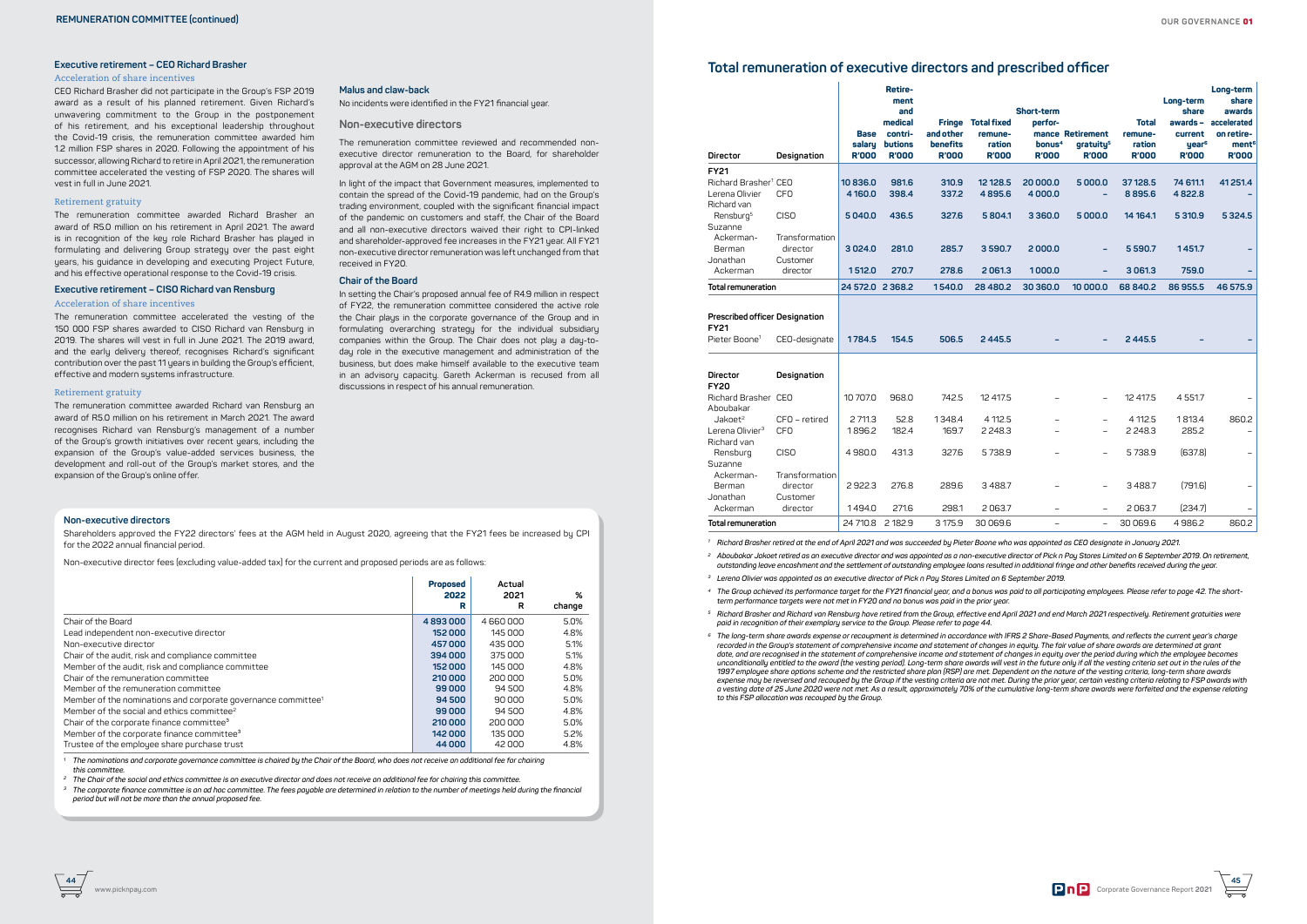## Executive retirement – CEO Richard Brasher

### Acceleration of share incentives

CEO Richard Brasher did not participate in the Group's FSP 2019 award as a result of his planned retirement. Given Richard's unwavering commitment to the Group in the postponement of his retirement, and his exceptional leadership throughout the Covid-19 crisis, the remuneration committee awarded him 1.2 million FSP shares in 2020. Following the appointment of his successor, allowing Richard to retire in April 2021, the remuneration committee accelerated the vesting of FSP 2020. The shares will vest in full in June 2021.

### Retirement gratuity

The remuneration committee awarded Richard Brasher an award of R5.0 million on his retirement in April 2021. The award is in recognition of the key role Richard Brasher has played in formulating and delivering Group strategy over the past eight years, his guidance in developing and executing Project Future, and his effective operational response to the Covid-19 crisis.

## Executive retirement – CISO Richard van Rensburg

### Acceleration of share incentives

The remuneration committee accelerated the vesting of the 150 000 FSP shares awarded to CISO Richard van Rensburg in 2019. The shares will vest in full in June 2021. The 2019 award, and the early delivery thereof, recognises Richard's significant contribution over the past 11 years in building the Group's efficient, effective and modern systems infrastructure.

### Retirement gratuity

The remuneration committee awarded Richard van Rensburg an award of R5.0 million on his retirement in March 2021. The award recognises Richard van Rensburg's management of a number of the Group's growth initiatives over recent years, including the expansion of the Group's value-added services business, the development and roll-out of the Group's market stores, and the expansion of the Group's online offer.

### Malus and claw-back

No incidents were identified in the FY21 financial year.

## Non-executive directors

The remuneration committee reviewed and recommended non-executive director remuneration to the Board, for shareholder approval at the AGM on 28 June 2021.

In light of the impact that Government measures, implemented to contain the spread of the Covid-19 pandemic, had on the Group's trading environment, coupled with the significant financial impact of the pandemic on customers and staff, the Chair of the Board and all non-executive directors waived their right to CPI-linked and shareholder-approved fee increases in the FY21 year. All FY21 non-executive director remuneration was left unchanged from that received in FY20.

### Chair of the Board

In setting the Chair's proposed annual fee of R4.9 million in respect of FY22, the remuneration committee considered the active role the Chair plays in the corporate governance of the Group and in formulating overarching strategy for the individual subsidiary companies within the Group. The Chair does not play a day-to-day role in the executive management and administration of the business, but does make himself available to the executive team in an advisory capacity. Gareth Ackerman is recused from all discussions in respect of his annual remuneration.

### Non-executive directors

Shareholders approved the FY22 directors' fees at the AGM held in August 2020, agreeing that the FY21 fees be increased by CPI for the 2022 annual financial period.

Non-executive director fees (excluding value-added tax) for the current and proposed periods are as follows:

| | Proposed 2022 R | Actual 2021 R | % change |
|---|---|---|---|
| Chair of the Board | **4 893 000** | 4 660 000 | 5.0% |
| Lead independent non-executive director | **152 000** | 145 000 | 4.8% |
| Non-executive director | **457 000** | 435 000 | 5.1% |
| Chair of the audit, risk and compliance committee | **394 000** | 375 000 | 5.1% |
| Member of the audit, risk and compliance committee | **152 000** | 145 000 | 4.8% |
| Chair of the remuneration committee | **210 000** | 200 000 | 5.0% |
| Member of the remuneration committee | **99 000** | 94 500 | 4.8% |
| Member of the nominations and corporate governance committee[1] | **94 500** | 90 000 | 5.0% |
| Member of the social and ethics committee[2] | **99 000** | 94 500 | 4.8% |
| Chair of the corporate finance committee[3] | **210 000** | 200 000 | 5.0% |
| Member of the corporate finance committee[3] | **142 000** | 135 000 | 5.2% |
| Trustee of the employee share purchase trust | **44 000** | 42 000 | 4.8% |

[1] The nominations and corporate governance committee is chaired by the Chair of the Board, who does not receive an additional fee for chairing this committee.

[2] The Chair of the social and ethics committee is an executive director and does not receive an additional fee for chairing this committee.

[3] The corporate finance committee is an ad hoc committee. The fees payable are determined in relation to the number of meetings held during the financial period but will not be more than the annual proposed fee.

## Total remuneration of executive directors and prescribed officer

| Director | Designation | Base salary R'000 | Retirement and medical contributions R'000 | Fringe and other benefits R'000 | Total fixed remuneration R'000 | Short-term performance bonus[4] R'000 | Retirement gratuity[5] R'000 | Total remuneration R'000 | Long-term share awards – current year[6] R'000 | Long-term share awards accelerated on retirement[6] R'000 |
|---|---|---|---|---|---|---|---|---|---|---|
| **FY21** | | | | | | | | | | |
| Richard Brasher[1] | CEO | **10 836.0** | **981.6** | **310.9** | **12 128.5** | **20 000.0** | **5 000.0** | **37 128.5** | **74 611.1** | **41 251.4** |
| Lerena Olivier | CFO | **4 160.0** | **398.4** | **337.2** | **4 895.6** | **4 000.0** | **–** | **8 895.6** | **4 822.8** | **–** |
| Richard van Rensburg[5] | CISO | **5 040.0** | **436.5** | **327.6** | **5 804.1** | **3 360.0** | **5 000.0** | **14 164.1** | **5 310.9** | **5 324.5** |
| Suzanne Ackerman-Berman | Transformation director | **3 024.0** | **281.0** | **285.7** | **3 590.7** | **2 000.0** | **–** | **5 590.7** | **1 451.7** | **–** |
| Jonathan Ackerman | Customer director | **1 512.0** | **270.7** | **278.6** | **2 061.3** | **1 000.0** | **–** | **3 061.3** | **759.0** | **–** |
| **Total remuneration** | | **24 572.0** | **2 368.2** | **1 540.0** | **28 480.2** | **30 360.0** | **10 000.0** | **68 840.2** | **86 955.5** | **46 575.9** |
| **Prescribed officer** | **Designation** | | | | | | | | | |
| **FY21** | | | | | | | | | | |
| Pieter Boone[1] | CEO-designate | **1 784.5** | **154.5** | **506.5** | **2 445.5** | **–** | **–** | **2 445.5** | **–** | **–** |
| **Director** | **Designation** | | | | | | | | | |
| **FY20** | | | | | | | | | | |
| Richard Brasher | CEO | 10 707.0 | 968.0 | 742.5 | 12 417.5 | – | – | 12 417.5 | 4 551.7 | – |
| Aboubakar Jakoet[2] | CFO – retired | 2 711.3 | 52.8 | 1 348.4 | 4 112.5 | – | – | 4 112.5 | 1 813.4 | 860.2 |
| Lerena Olivier[3] | CFO | 1 896.2 | 182.4 | 169.7 | 2 248.3 | – | – | 2 248.3 | 285.2 | – |
| Richard van Rensburg | CISO | 4 980.0 | 431.3 | 327.6 | 5 738.9 | – | – | 5 738.9 | (637.8) | – |
| Suzanne Ackerman-Berman | Transformation director | 2 922.3 | 276.8 | 289.6 | 3 488.7 | – | – | 3 488.7 | (791.6) | – |
| Jonathan Ackerman | Customer director | 1 494.0 | 271.6 | 298.1 | 2 063.7 | – | – | 2 063.7 | (234.7) | – |
| **Total remuneration** | | 24 710.8 | 2 182.9 | 3 175.9 | 30 069.6 | – | – | 30 069.6 | 4 986.2 | 860.2 |

[1] Richard Brasher retired at the end of April 2021 and was succeeded by Pieter Boone who was appointed as CEO designate in January 2021.

[2] Aboubakar Jakoet retired as an executive director and was appointed as a non-executive director of Pick n Pay Stores Limited on 6 September 2019. On retirement, outstanding leave encashment and the settlement of outstanding employee loans resulted in additional fringe and other benefits received during the year.

[3] Lerena Olivier was appointed as an executive director of Pick n Pay Stores Limited on 6 September 2019.

[4] The Group achieved its performance target for the FY21 financial year, and a bonus was paid to all participating employees. Please refer to page 42. The short-term performance targets were not met in FY20 and no bonus was paid in the prior year.

[5] Richard Brasher and Richard van Rensburg have retired from the Group, effective end April 2021 and end March 2021 respectively. Retirement gratuities were paid in recognition of their exemplary service to the Group. Please refer to page 44.

[6] The long-term share awards expense or recoupment is determined in accordance with IFRS 2 Share-Based Payments, and reflects the current year's charge recorded in the Group's statement of comprehensive income and statement of changes in equity. The fair value of share awards are determined at grant date, and are recognised in the statement of comprehensive income and statement of changes in equity over the period during which the employee becomes unconditionally entitled to the award (the vesting period). Long-term share awards will vest in the future only if all the vesting criteria set out in the rules of the 1997 employee share options scheme and the restricted share plan (RSP) are met. Dependent on the nature of the vesting criteria, long-term share awards expense may be reversed and recouped by the Group if the vesting criteria are not met. During the prior year, certain vesting criteria relating to FSP awards with a vesting date of 25 June 2020 were not met. As a result, approximately 70% of the cumulative long-term share awards were forfeited and the expense relating to this FSP allocation was recouped by the Group.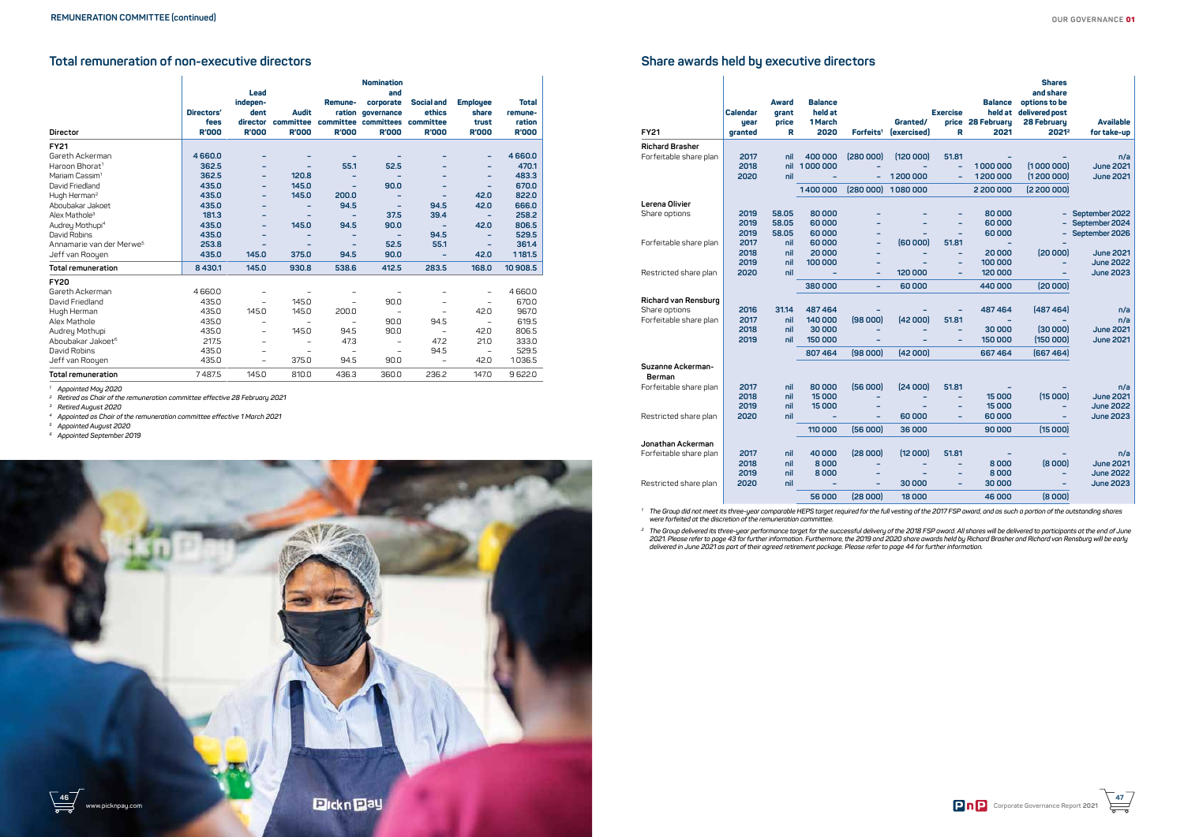## Total remuneration of non-executive directors

| Director | Directors' fees R'000 | Lead independent director R'000 | Audit committee R'000 | Remuneration committee R'000 | Nomination and corporate governance committees R'000 | Social and ethics committee R'000 | Employee share trust R'000 | Total remuneration R'000 |
|---|---|---|---|---|---|---|---|---|
| **FY21** | | | | | | | | |
| Gareth Ackerman | 4 660.0 | – | – | – | – | – | – | 4 660.0 |
| Haroon Bhorat[1] | 362.5 | – | – | 55.1 | 52.5 | – | – | 470.1 |
| Mariam Cassim[1] | 362.5 | – | 120.8 | – | – | – | – | 483.3 |
| David Friedland | 435.0 | – | 145.0 | – | 90.0 | – | – | 670.0 |
| Hugh Herman[2] | 435.0 | – | 145.0 | 200.0 | – | – | 42.0 | 822.0 |
| Aboubakar Jakoet | 435.0 | – | – | 94.5 | – | 94.5 | 42.0 | 666.0 |
| Alex Mathole[3] | 181.3 | – | – | – | 37.5 | 39.4 | – | 258.2 |
| Audrey Mothupi[4] | 435.0 | – | 145.0 | 94.5 | 90.0 | – | 42.0 | 806.5 |
| David Robins | 435.0 | – | – | – | – | 94.5 | – | 529.5 |
| Annamarie van der Merwe[5] | 253.8 | – | – | – | 52.5 | 55.1 | – | 361.4 |
| Jeff van Rooyen | 435.0 | 145.0 | 375.0 | 94.5 | 90.0 | – | 42.0 | 1 181.5 |
| **Total remuneration** | **8 430.1** | **145.0** | **930.8** | **538.6** | **412.5** | **283.5** | **168.0** | **10 908.5** |
| **FY20** | | | | | | | | |
| Gareth Ackerman | 4 660.0 | – | – | – | – | – | – | 4 660.0 |
| David Friedland | 435.0 | – | 145.0 | – | 90.0 | – | – | 670.0 |
| Hugh Herman | 435.0 | 145.0 | 145.0 | 200.0 | – | – | 42.0 | 967.0 |
| Alex Mathole | 435.0 | – | – | – | 90.0 | 94.5 | – | 619.5 |
| Audrey Mothupi | 435.0 | – | 145.0 | 94.5 | 90.0 | – | 42.0 | 806.5 |
| Aboubakar Jakoet[6] | 217.5 | – | – | 47.3 | – | 47.2 | 21.0 | 333.0 |
| David Robins | 435.0 | – | – | – | – | 94.5 | – | 529.5 |
| Jeff van Rooyen | 435.0 | – | 375.0 | 94.5 | 90.0 | – | 42.0 | 1 036.5 |
| **Total remuneration** | **7 487.5** | **145.0** | **810.0** | **436.3** | **360.0** | **236.2** | **147.0** | **9 622.0** |

[1] *Appointed May 2020*
[2] *Retired as Chair of the remuneration committee effective 28 February 2021*
[3] *Retired August 2020*
[4] *Appointed as Chair of the remuneration committee effective 1 March 2021*
[5] *Appointed August 2020*
[6] *Appointed September 2019*

## Share awards held by executive directors

| FY21 | Calendar year granted | Award grant price R | Balance held at 1 March 2020 | Forfeits[1] | Granted/ (exercised) | Exercise price R | Balance held at 28 February 2021 | Shares and share options to be delivered post 28 February 2021[2] | Available for take-up |
|---|---|---|---|---|---|---|---|---|---|
| **Richard Brasher** | | | | | | | | | |
| Forfeitable share plan | 2017 | nil | 400 000 | (280 000) | (120 000) | 51.81 | – | – | n/a |
| | 2018 | nil | 1 000 000 | – | – | – | 1 000 000 | (1 000 000) | June 2021 |
| | 2020 | nil | – | – | 1 200 000 | – | 1 200 000 | (1 200 000) | June 2021 |
| | | | 1 400 000 | (280 000) | 1 080 000 | | 2 200 000 | (2 200 000) | |
| **Lerena Olivier** | | | | | | | | | |
| Share options | 2019 | 58.05 | 80 000 | – | – | – | 80 000 | – | September 2022 |
| | 2019 | 58.05 | 60 000 | – | – | – | 60 000 | – | September 2024 |
| | 2019 | 58.05 | 60 000 | – | – | – | 60 000 | – | September 2026 |
| Forfeitable share plan | 2017 | nil | 60 000 | – | (60 000) | 51.81 | – | – | |
| | 2018 | nil | 20 000 | – | – | – | 20 000 | (20 000) | June 2021 |
| | 2019 | nil | 100 000 | – | – | – | 100 000 | – | June 2022 |
| Restricted share plan | 2020 | nil | – | – | 120 000 | – | 120 000 | – | June 2023 |
| | | | 380 000 | – | 60 000 | | 440 000 | (20 000) | |
| **Richard van Rensburg** | | | | | | | | | |
| Share options | 2016 | 31.14 | 487 464 | – | – | – | 487 464 | (487 464) | n/a |
| Forfeitable share plan | 2017 | nil | 140 000 | (98 000) | (42 000) | 51.81 | – | – | n/a |
| | 2018 | nil | 30 000 | – | – | – | 30 000 | (30 000) | June 2021 |
| | 2019 | nil | 150 000 | – | – | – | 150 000 | (150 000) | June 2021 |
| | | | 807 464 | (98 000) | (42 000) | | 667 464 | (667 464) | |
| **Suzanne Ackerman-Berman** | | | | | | | | | |
| Forfeitable share plan | 2017 | nil | 80 000 | (56 000) | (24 000) | 51.81 | – | – | n/a |
| | 2018 | nil | 15 000 | – | – | – | 15 000 | (15 000) | June 2021 |
| | 2019 | nil | 15 000 | – | – | – | 15 000 | – | June 2022 |
| Restricted share plan | 2020 | nil | – | – | 60 000 | – | 60 000 | – | June 2023 |
| | | | 110 000 | (56 000) | 36 000 | | 90 000 | (15 000) | |
| **Jonathan Ackerman** | | | | | | | | | |
| Forfeitable share plan | 2017 | nil | 40 000 | (28 000) | (12 000) | 51.81 | – | – | n/a |
| | 2018 | nil | 8 000 | – | – | – | 8 000 | (8 000) | June 2021 |
| | 2019 | nil | 8 000 | – | – | – | 8 000 | – | June 2022 |
| Restricted share plan | 2020 | nil | – | – | 30 000 | – | 30 000 | – | June 2023 |
| | | | 56 000 | (28 000) | 18 000 | | 46 000 | (8 000) | |

[1] *The Group did not meet its three-year comparable HEPS target required for the full vesting of the 2017 FSP award, and as such a portion of the outstanding shares were forfeited at the discretion of the remuneration committee.*

[2] *The Group delivered its three-year performance target for the successful delivery of the 2018 FSP award. All shares will be delivered to participants at the end of June 2021. Please refer to page 43 for further information. Furthermore, the 2019 and 2020 share awards held by Richard Brasher and Richard van Rensburg will be early delivered in June 2021 as part of their agreed retirement package. Please refer to page 44 for further information.*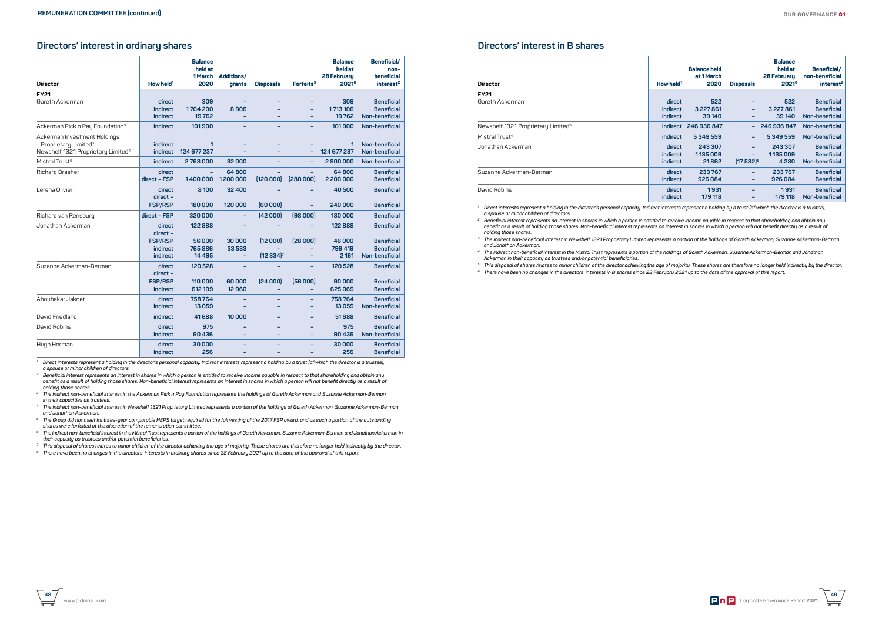## Directors' interest in ordinary shares

| Director | How held[1] | Balance held at 1 March 2020 | Additions/ grants | Disposals | Forfeits[5] | Balance held at 28 February 2021[8] | Beneficial/ non-beneficial interest[2] |
|---|---|---|---|---|---|---|---|
| **FY21** | | | | | | | |
| Gareth Ackerman | direct | 309 | – | – | – | 309 | Beneficial |
| | indirect | 1 704 200 | 8 906 | – | – | 1 713 106 | Beneficial |
| | indirect | 19 762 | – | – | – | 19 762 | Non-beneficial |
| Ackerman Pick n Pay Foundation[3] | indirect | 101 900 | – | – | – | 101 900 | Non-beneficial |
| Ackerman Investment Holdings Proprietary Limited[3] | indirect | 1 | – | – | – | 1 | Non-beneficial |
| Newshelf 1321 Proprietary Limited[4] | indirect | 124 677 237 | – | – | – | 124 677 237 | Non-beneficial |
| Mistral Trust[6] | indirect | 2 768 000 | 32 000 | – | – | 2 800 000 | Non-beneficial |
| Richard Brasher | direct | – | 64 800 | – | – | 64 800 | Beneficial |
| | direct – FSP | 1 400 000 | 1 200 000 | (120 000) | (280 000) | 2 200 000 | Beneficial |
| Lerena Olivier | direct | 8 100 | 32 400 | – | – | 40 500 | Beneficial |
| | direct – FSP/RSP | 180 000 | 120 000 | (60 000) | – | 240 000 | Beneficial |
| Richard van Rensburg | direct – FSP | 320 000 | – | (42 000) | (98 000) | 180 000 | Beneficial |
| Jonathan Ackerman | direct | 122 888 | – | – | – | 122 888 | Beneficial |
| | direct – FSP/RSP | 56 000 | 30 000 | (12 000) | (28 000) | 46 000 | Beneficial |
| | indirect | 765 886 | 33 533 | – | – | 799 419 | Beneficial |
| | indirect | 14 495 | – | (12 334)[7] | – | 2 161 | Non-beneficial |
| Suzanne Ackerman-Berman | direct | 120 528 | – | – | – | 120 528 | Beneficial |
| | direct – FSP/RSP | 110 000 | 60 000 | (24 000) | (56 000) | 90 000 | Beneficial |
| | indirect | 612 109 | 12 960 | – | – | 625 069 | Beneficial |
| Aboubakar Jakoet | direct | 758 764 | – | – | – | 758 764 | Beneficial |
| | indirect | 13 059 | – | – | – | 13 059 | Non-beneficial |
| David Friedland | indirect | 41 688 | 10 000 | – | – | 51 688 | Beneficial |
| David Robins | direct | 975 | – | – | – | 975 | Beneficial |
| | indirect | 90 436 | – | – | – | 90 436 | Non-beneficial |
| Hugh Herman | direct | 30 000 | – | – | – | 30 000 | Beneficial |
| | indirect | 256 | – | – | – | 256 | Beneficial |

*[1] Direct interests represent a holding in the director's personal capacity. Indirect interests represent a holding by a trust (of which the director is a trustee), a spouse or minor children of directors.*

*[2] Beneficial interest represents an interest in shares in which a person is entitled to receive income payable in respect to that shareholding and obtain any benefit as a result of holding those shares. Non-beneficial interest represents an interest in shares in which a person will not benefit directly as a result of holding those shares.*

*[3] The indirect non-beneficial interest in the Ackerman Pick n Pay Foundation represents the holdings of Gareth Ackerman and Suzanne Ackerman-Berman in their capacities as trustees.*

*[4] The indirect non-beneficial interest in Newshelf 1321 Proprietary Limited represents a portion of the holdings of Gareth Ackerman, Suzanne Ackerman-Berman and Jonathan Ackerman.*

*[5] The Group did not meet its three-year comparable HEPS target required for the full vesting of the 2017 FSP award, and as such a portion of the outstanding shares were forfeited at the discretion of the remuneration committee.*

*[6] The indirect non-beneficial interest in the Mistral Trust represents a portion of the holdings of Gareth Ackerman, Suzanne Ackerman-Berman and Jonathan Ackerman in their capacity as trustees and/or potential beneficiaries.*

*[7] This disposal of shares relates to minor children of the director achieving the age of majority. These shares are therefore no longer held indirectly by the director.*

*[8] There have been no changes in the directors' interests in ordinary shares since 28 February 2021 up to the date of the approval of this report.*

## Directors' interest in B shares

| Director | How held[1] | Balance held at 1 March 2020 | Disposals | Balance held at 28 February 2021[6] | Beneficial/ non-beneficial interest[2] |
|---|---|---|---|---|---|
| **FY21** | | | | | |
| Gareth Ackerman | direct | 522 | – | 522 | Beneficial |
| | indirect | 3 227 861 | – | 3 227 861 | Beneficial |
| | indirect | 39 140 | – | 39 140 | Non-beneficial |
| Newshelf 1321 Proprietary Limited[3] | indirect | 246 936 847 | – | 246 936 847 | Non-beneficial |
| Mistral Trust[4] | indirect | 5 349 559 | – | 5 349 559 | Non-beneficial |
| Jonathan Ackerman | direct | 243 307 | – | 243 307 | Beneficial |
| | indirect | 1 135 009 | – | 1 135 009 | Beneficial |
| | indirect | 21 862 | (17 582)[5] | 4 280 | Non-beneficial |
| Suzanne Ackerman-Berman | direct | 233 767 | – | 233 767 | Beneficial |
| | indirect | 926 084 | – | 926 084 | Beneficial |
| David Robins | direct | 1 931 | – | 1 931 | Beneficial |
| | indirect | 179 118 | – | 179 118 | Non-beneficial |

*[1] Direct interests represent a holding in the director's personal capacity. Indirect interests represent a holding by a trust (of which the director is a trustee), a spouse or minor children of directors.*

*[2] Beneficial interest represents an interest in shares in which a person is entitled to receive income payable in respect to that shareholding and obtain any benefit as a result of holding those shares. Non-beneficial interest represents an interest in shares in which a person will not benefit directly as a result of holding those shares.*

*[3] The indirect non-beneficial interest in Newshelf 1321 Proprietary Limited represents a portion of the holdings of Gareth Ackerman, Suzanne Ackerman-Berman and Jonathan Ackerman.*

*[4] The indirect non-beneficial interest in the Mistral Trust represents a portion of the holdings of Gareth Ackerman, Suzanne Ackerman-Berman and Jonathan Ackerman in their capacity as trustees and/or potential beneficiaries.*

*[5] This disposal of shares relates to minor children of the director achieving the age of majority. These shares are therefore no longer held indirectly by the director.*

*[6] There have been no changes in the directors' interests in B shares since 28 February 2021 up to the date of the approval of this report.*